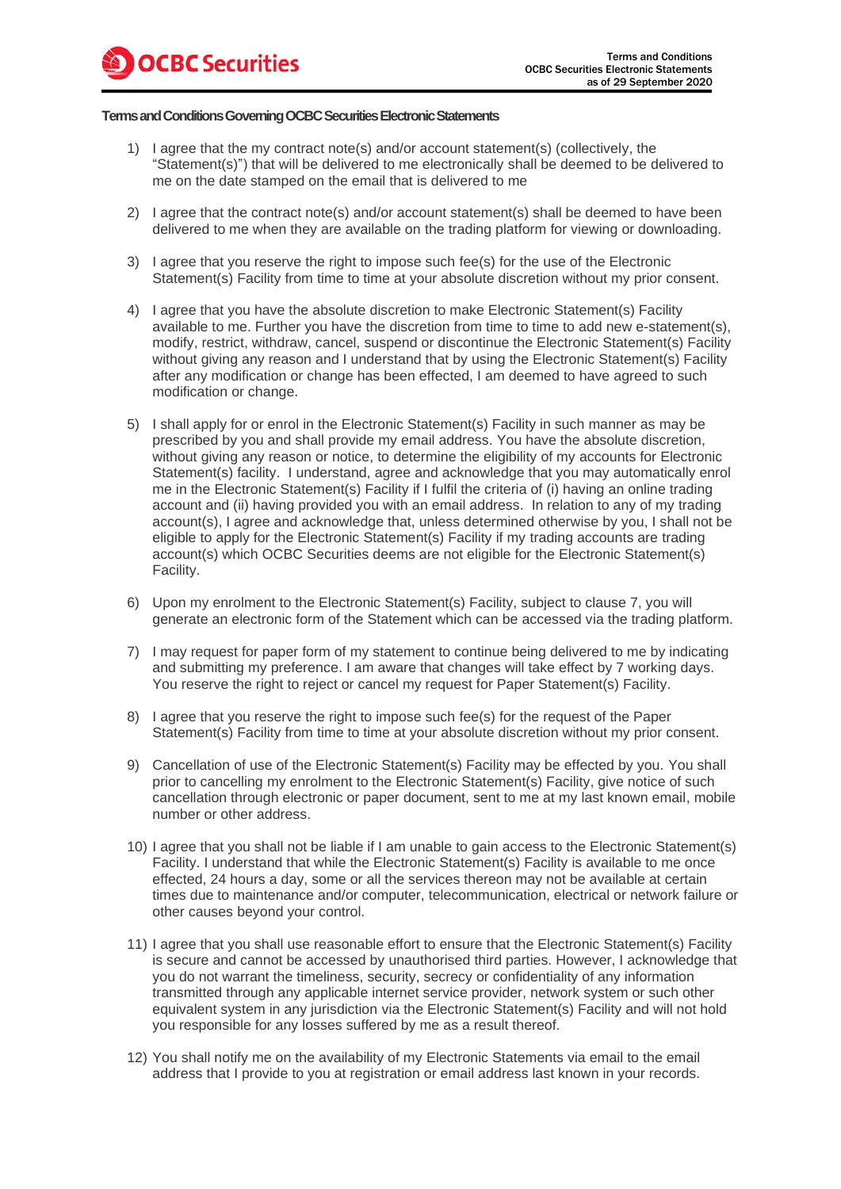**Terms and Conditions Governing OCBC Securities Electronic Statements**

1) I agree that the my contract note(s) and/or account statement(s) (collectively, the "Statement(s)") that will be delivered to me electronically shall be deemed to be delivered to me on the date stamped on the email that is delivered to me

2) I agree that the contract note(s) and/or account statement(s) shall be deemed to have been delivered to me when they are available on the trading platform for viewing or downloading.

3) I agree that you reserve the right to impose such fee(s) for the use of the Electronic Statement(s) Facility from time to time at your absolute discretion without my prior consent.

4) I agree that you have the absolute discretion to make Electronic Statement(s) Facility available to me. Further you have the discretion from time to time to add new e-statement(s), modify, restrict, withdraw, cancel, suspend or discontinue the Electronic Statement(s) Facility without giving any reason and I understand that by using the Electronic Statement(s) Facility after any modification or change has been effected, I am deemed to have agreed to such modification or change.

5) I shall apply for or enrol in the Electronic Statement(s) Facility in such manner as may be prescribed by you and shall provide my email address. You have the absolute discretion, without giving any reason or notice, to determine the eligibility of my accounts for Electronic Statement(s) facility. I understand, agree and acknowledge that you may automatically enrol me in the Electronic Statement(s) Facility if I fulfil the criteria of (i) having an online trading account and (ii) having provided you with an email address. In relation to any of my trading account(s), I agree and acknowledge that, unless determined otherwise by you, I shall not be eligible to apply for the Electronic Statement(s) Facility if my trading accounts are trading account(s) which OCBC Securities deems are not eligible for the Electronic Statement(s) Facility.

6) Upon my enrolment to the Electronic Statement(s) Facility, subject to clause 7, you will generate an electronic form of the Statement which can be accessed via the trading platform.

7) I may request for paper form of my statement to continue being delivered to me by indicating and submitting my preference. I am aware that changes will take effect by 7 working days. You reserve the right to reject or cancel my request for Paper Statement(s) Facility.

8) I agree that you reserve the right to impose such fee(s) for the request of the Paper Statement(s) Facility from time to time at your absolute discretion without my prior consent.

9) Cancellation of use of the Electronic Statement(s) Facility may be effected by you. You shall prior to cancelling my enrolment to the Electronic Statement(s) Facility, give notice of such cancellation through electronic or paper document, sent to me at my last known email, mobile number or other address.

10) I agree that you shall not be liable if I am unable to gain access to the Electronic Statement(s) Facility. I understand that while the Electronic Statement(s) Facility is available to me once effected, 24 hours a day, some or all the services thereon may not be available at certain times due to maintenance and/or computer, telecommunication, electrical or network failure or other causes beyond your control.

11) I agree that you shall use reasonable effort to ensure that the Electronic Statement(s) Facility is secure and cannot be accessed by unauthorised third parties. However, I acknowledge that you do not warrant the timeliness, security, secrecy or confidentiality of any information transmitted through any applicable internet service provider, network system or such other equivalent system in any jurisdiction via the Electronic Statement(s) Facility and will not hold you responsible for any losses suffered by me as a result thereof.

12) You shall notify me on the availability of my Electronic Statements via email to the email address that I provide to you at registration or email address last known in your records.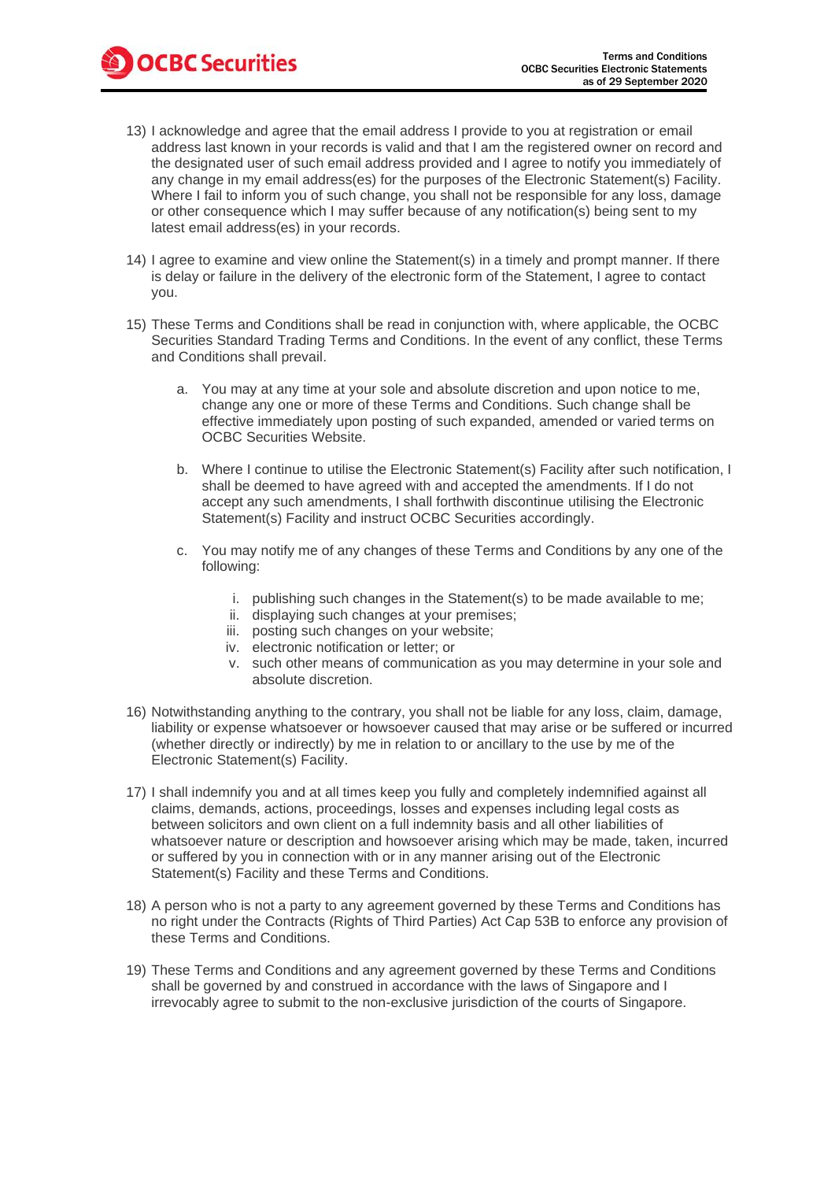13) I acknowledge and agree that the email address I provide to you at registration or email address last known in your records is valid and that I am the registered owner on record and the designated user of such email address provided and I agree to notify you immediately of any change in my email address(es) for the purposes of the Electronic Statement(s) Facility. Where I fail to inform you of such change, you shall not be responsible for any loss, damage or other consequence which I may suffer because of any notification(s) being sent to my latest email address(es) in your records.

14) I agree to examine and view online the Statement(s) in a timely and prompt manner. If there is delay or failure in the delivery of the electronic form of the Statement, I agree to contact you.

15) These Terms and Conditions shall be read in conjunction with, where applicable, the OCBC Securities Standard Trading Terms and Conditions. In the event of any conflict, these Terms and Conditions shall prevail.

    a. You may at any time at your sole and absolute discretion and upon notice to me, change any one or more of these Terms and Conditions. Such change shall be effective immediately upon posting of such expanded, amended or varied terms on OCBC Securities Website.

    b. Where I continue to utilise the Electronic Statement(s) Facility after such notification, I shall be deemed to have agreed with and accepted the amendments. If I do not accept any such amendments, I shall forthwith discontinue utilising the Electronic Statement(s) Facility and instruct OCBC Securities accordingly.

    c. You may notify me of any changes of these Terms and Conditions by any one of the following:

        i. publishing such changes in the Statement(s) to be made available to me;
        ii. displaying such changes at your premises;
        iii. posting such changes on your website;
        iv. electronic notification or letter; or
        v. such other means of communication as you may determine in your sole and absolute discretion.

16) Notwithstanding anything to the contrary, you shall not be liable for any loss, claim, damage, liability or expense whatsoever or howsoever caused that may arise or be suffered or incurred (whether directly or indirectly) by me in relation to or ancillary to the use by me of the Electronic Statement(s) Facility.

17) I shall indemnify you and at all times keep you fully and completely indemnified against all claims, demands, actions, proceedings, losses and expenses including legal costs as between solicitors and own client on a full indemnity basis and all other liabilities of whatsoever nature or description and howsoever arising which may be made, taken, incurred or suffered by you in connection with or in any manner arising out of the Electronic Statement(s) Facility and these Terms and Conditions.

18) A person who is not a party to any agreement governed by these Terms and Conditions has no right under the Contracts (Rights of Third Parties) Act Cap 53B to enforce any provision of these Terms and Conditions.

19) These Terms and Conditions and any agreement governed by these Terms and Conditions shall be governed by and construed in accordance with the laws of Singapore and I irrevocably agree to submit to the non-exclusive jurisdiction of the courts of Singapore.